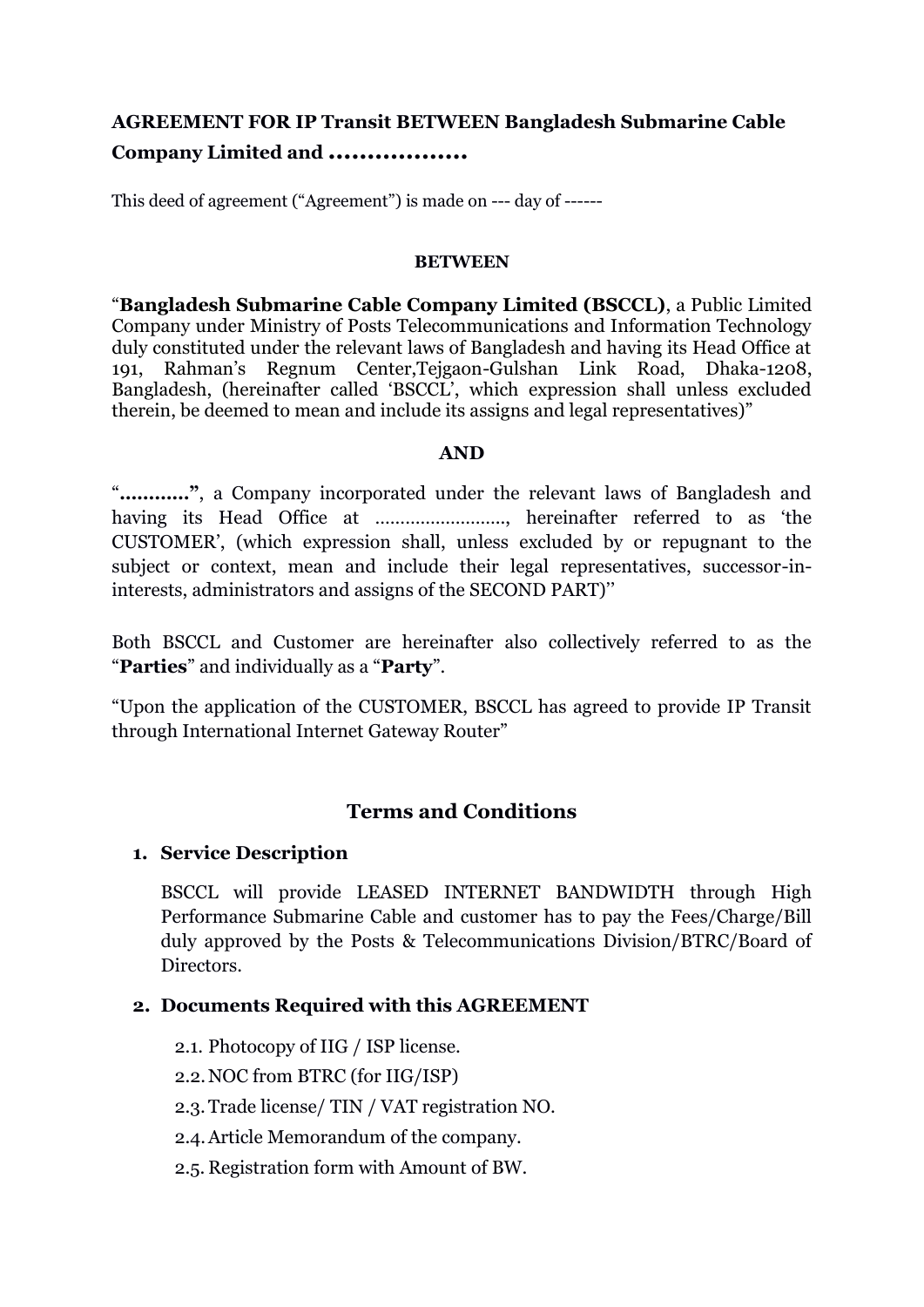**AGREEMENT FOR IP Transit BETWEEN Bangladesh Submarine Cable Company Limited and ………………**

This deed of agreement ("Agreement") is made on --- day of ------

**BETWEEN**

"**Bangladesh Submarine Cable Company Limited (BSCCL)**, a Public Limited Company under Ministry of Posts Telecommunications and Information Technology duly constituted under the relevant laws of Bangladesh and having its Head Office at 191, Rahman's Regnum Center,Tejgaon-Gulshan Link Road, Dhaka-1208, Bangladesh, (hereinafter called 'BSCCL', which expression shall unless excluded therein, be deemed to mean and include its assigns and legal representatives)"

**AND**

"**…………**", a Company incorporated under the relevant laws of Bangladesh and having its Head Office at ……………………., hereinafter referred to as 'the CUSTOMER', (which expression shall, unless excluded by or repugnant to the subject or context, mean and include their legal representatives, successor-in-interests, administrators and assigns of the SECOND PART)''

Both BSCCL and Customer are hereinafter also collectively referred to as the "**Parties**" and individually as a "**Party**".

"Upon the application of the CUSTOMER, BSCCL has agreed to provide IP Transit through International Internet Gateway Router"

## Terms and Conditions

1. **Service Description**

   BSCCL will provide LEASED INTERNET BANDWIDTH through High Performance Submarine Cable and customer has to pay the Fees/Charge/Bill duly approved by the Posts & Telecommunications Division/BTRC/Board of Directors.

2. **Documents Required with this AGREEMENT**

   2.1. Photocopy of IIG / ISP license.

   2.2. NOC from BTRC (for IIG/ISP)

   2.3. Trade license/ TIN / VAT registration NO.

   2.4. Article Memorandum of the company.

   2.5. Registration form with Amount of BW.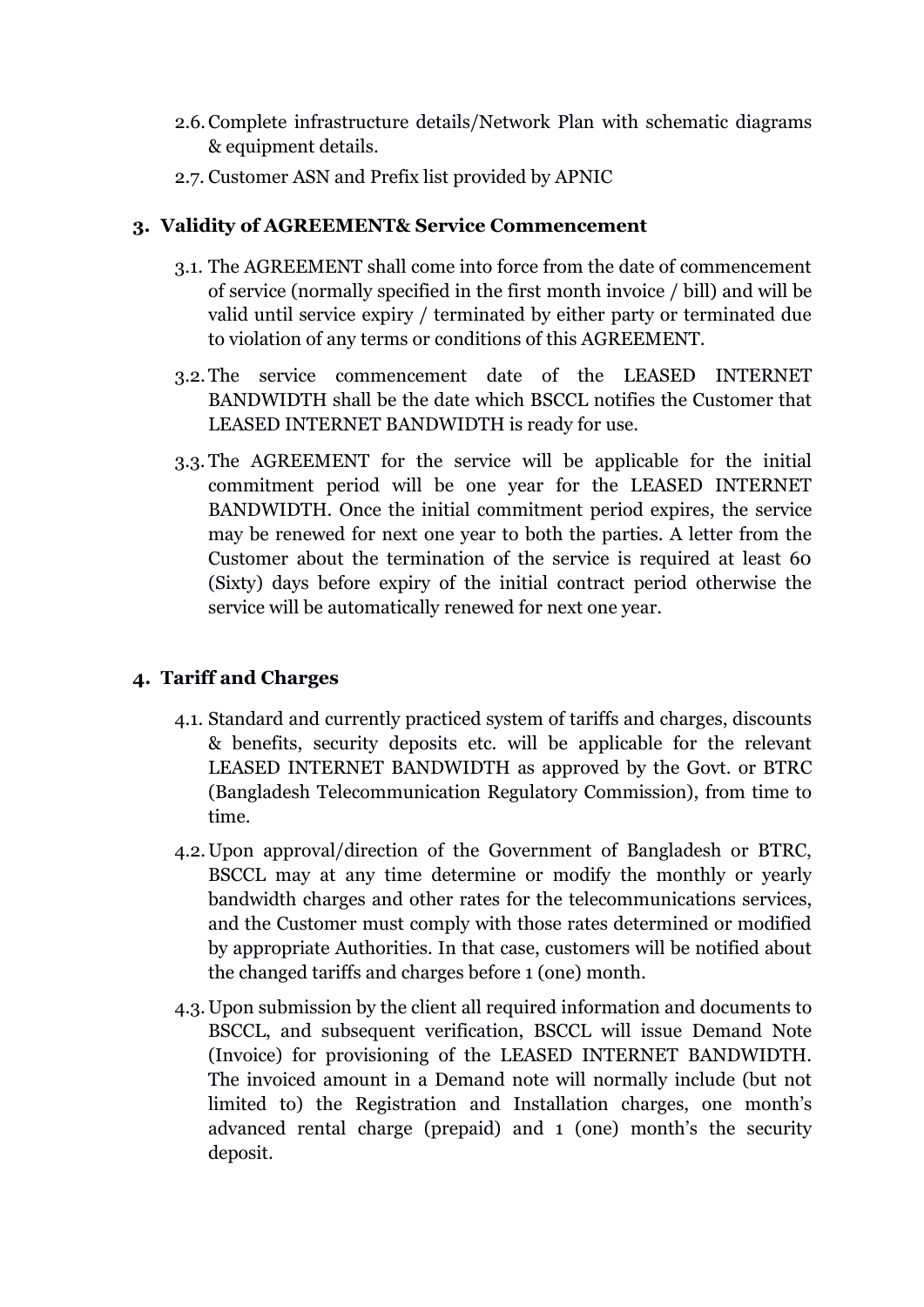2.6. Complete infrastructure details/Network Plan with schematic diagrams & equipment details.

2.7. Customer ASN and Prefix list provided by APNIC

## 3. Validity of AGREEMENT& Service Commencement

3.1. The AGREEMENT shall come into force from the date of commencement of service (normally specified in the first month invoice / bill) and will be valid until service expiry / terminated by either party or terminated due to violation of any terms or conditions of this AGREEMENT.

3.2. The service commencement date of the LEASED INTERNET BANDWIDTH shall be the date which BSCCL notifies the Customer that LEASED INTERNET BANDWIDTH is ready for use.

3.3. The AGREEMENT for the service will be applicable for the initial commitment period will be one year for the LEASED INTERNET BANDWIDTH. Once the initial commitment period expires, the service may be renewed for next one year to both the parties. A letter from the Customer about the termination of the service is required at least 60 (Sixty) days before expiry of the initial contract period otherwise the service will be automatically renewed for next one year.

## 4. Tariff and Charges

4.1. Standard and currently practiced system of tariffs and charges, discounts & benefits, security deposits etc. will be applicable for the relevant LEASED INTERNET BANDWIDTH as approved by the Govt. or BTRC (Bangladesh Telecommunication Regulatory Commission), from time to time.

4.2. Upon approval/direction of the Government of Bangladesh or BTRC, BSCCL may at any time determine or modify the monthly or yearly bandwidth charges and other rates for the telecommunications services, and the Customer must comply with those rates determined or modified by appropriate Authorities. In that case, customers will be notified about the changed tariffs and charges before 1 (one) month.

4.3. Upon submission by the client all required information and documents to BSCCL, and subsequent verification, BSCCL will issue Demand Note (Invoice) for provisioning of the LEASED INTERNET BANDWIDTH. The invoiced amount in a Demand note will normally include (but not limited to) the Registration and Installation charges, one month's advanced rental charge (prepaid) and 1 (one) month's the security deposit.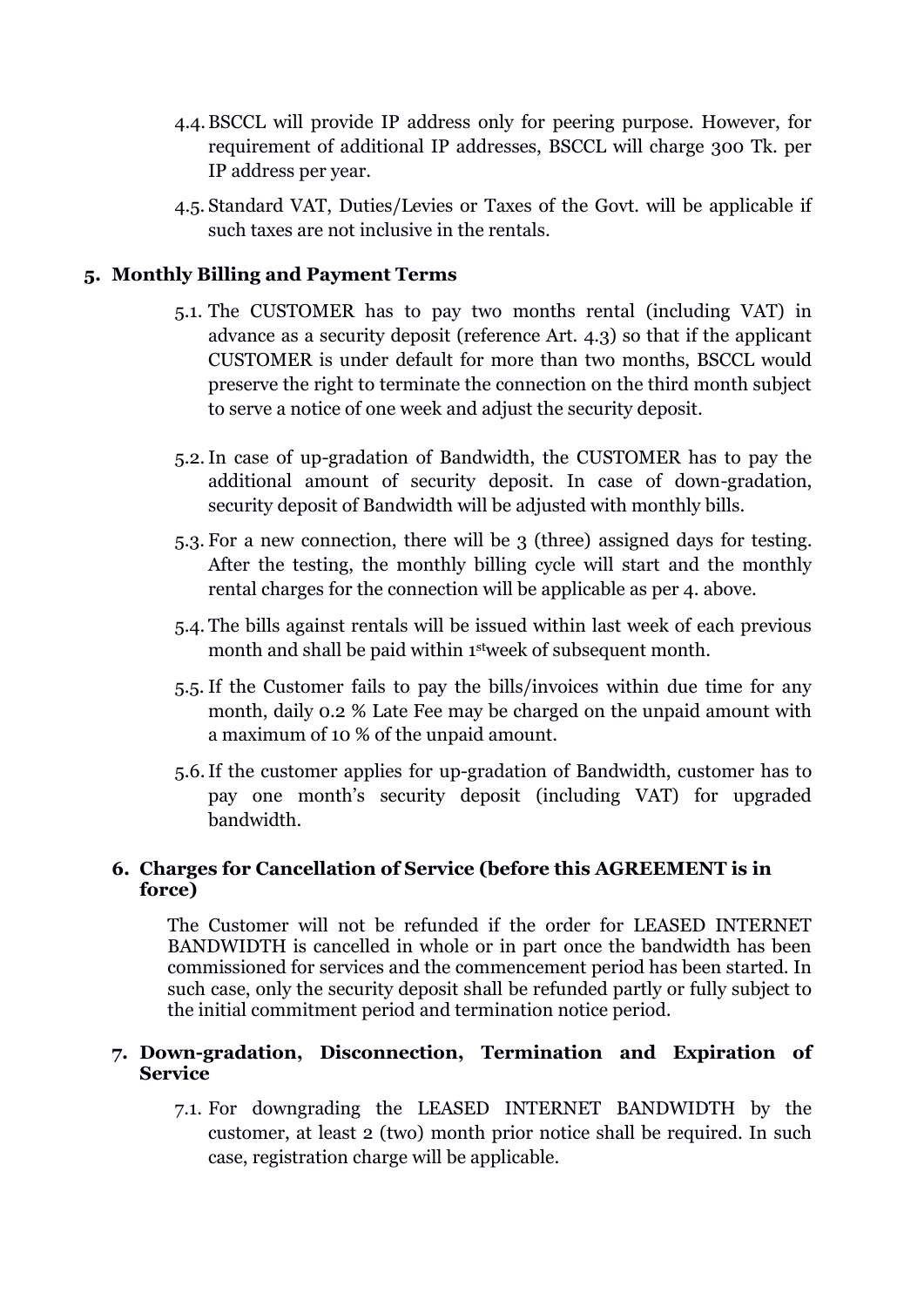4.4. BSCCL will provide IP address only for peering purpose. However, for requirement of additional IP addresses, BSCCL will charge 300 Tk. per IP address per year.

4.5. Standard VAT, Duties/Levies or Taxes of the Govt. will be applicable if such taxes are not inclusive in the rentals.

## 5. Monthly Billing and Payment Terms

5.1. The CUSTOMER has to pay two months rental (including VAT) in advance as a security deposit (reference Art. 4.3) so that if the applicant CUSTOMER is under default for more than two months, BSCCL would preserve the right to terminate the connection on the third month subject to serve a notice of one week and adjust the security deposit.

5.2. In case of up-gradation of Bandwidth, the CUSTOMER has to pay the additional amount of security deposit. In case of down-gradation, security deposit of Bandwidth will be adjusted with monthly bills.

5.3. For a new connection, there will be 3 (three) assigned days for testing. After the testing, the monthly billing cycle will start and the monthly rental charges for the connection will be applicable as per 4. above.

5.4. The bills against rentals will be issued within last week of each previous month and shall be paid within 1st week of subsequent month.

5.5. If the Customer fails to pay the bills/invoices within due time for any month, daily 0.2 % Late Fee may be charged on the unpaid amount with a maximum of 10 % of the unpaid amount.

5.6. If the customer applies for up-gradation of Bandwidth, customer has to pay one month's security deposit (including VAT) for upgraded bandwidth.

## 6. Charges for Cancellation of Service (before this AGREEMENT is in force)

The Customer will not be refunded if the order for LEASED INTERNET BANDWIDTH is cancelled in whole or in part once the bandwidth has been commissioned for services and the commencement period has been started. In such case, only the security deposit shall be refunded partly or fully subject to the initial commitment period and termination notice period.

## 7. Down-gradation, Disconnection, Termination and Expiration of Service

7.1. For downgrading the LEASED INTERNET BANDWIDTH by the customer, at least 2 (two) month prior notice shall be required. In such case, registration charge will be applicable.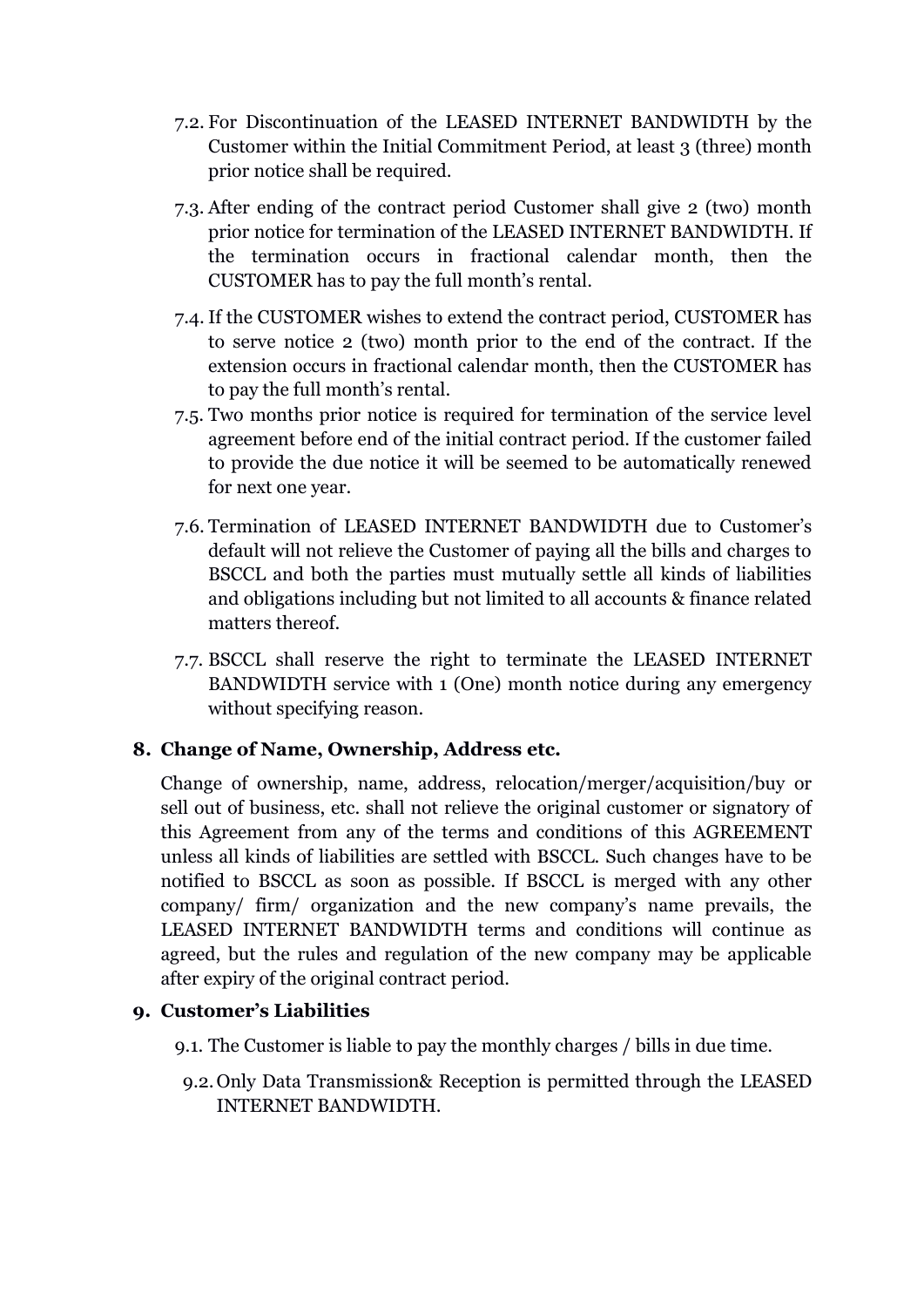- 7.2. For Discontinuation of the LEASED INTERNET BANDWIDTH by the Customer within the Initial Commitment Period, at least 3 (three) month prior notice shall be required.
- 7.3. After ending of the contract period Customer shall give 2 (two) month prior notice for termination of the LEASED INTERNET BANDWIDTH. If the termination occurs in fractional calendar month, then the CUSTOMER has to pay the full month's rental.
- 7.4. If the CUSTOMER wishes to extend the contract period, CUSTOMER has to serve notice 2 (two) month prior to the end of the contract. If the extension occurs in fractional calendar month, then the CUSTOMER has to pay the full month's rental.
- 7.5. Two months prior notice is required for termination of the service level agreement before end of the initial contract period. If the customer failed to provide the due notice it will be seemed to be automatically renewed for next one year.
- 7.6. Termination of LEASED INTERNET BANDWIDTH due to Customer's default will not relieve the Customer of paying all the bills and charges to BSCCL and both the parties must mutually settle all kinds of liabilities and obligations including but not limited to all accounts & finance related matters thereof.
- 7.7. BSCCL shall reserve the right to terminate the LEASED INTERNET BANDWIDTH service with 1 (One) month notice during any emergency without specifying reason.

## 8. Change of Name, Ownership, Address etc.

Change of ownership, name, address, relocation/merger/acquisition/buy or sell out of business, etc. shall not relieve the original customer or signatory of this Agreement from any of the terms and conditions of this AGREEMENT unless all kinds of liabilities are settled with BSCCL. Such changes have to be notified to BSCCL as soon as possible. If BSCCL is merged with any other company/ firm/ organization and the new company's name prevails, the LEASED INTERNET BANDWIDTH terms and conditions will continue as agreed, but the rules and regulation of the new company may be applicable after expiry of the original contract period.

## 9. Customer's Liabilities

- 9.1. The Customer is liable to pay the monthly charges / bills in due time.
- 9.2. Only Data Transmission& Reception is permitted through the LEASED INTERNET BANDWIDTH.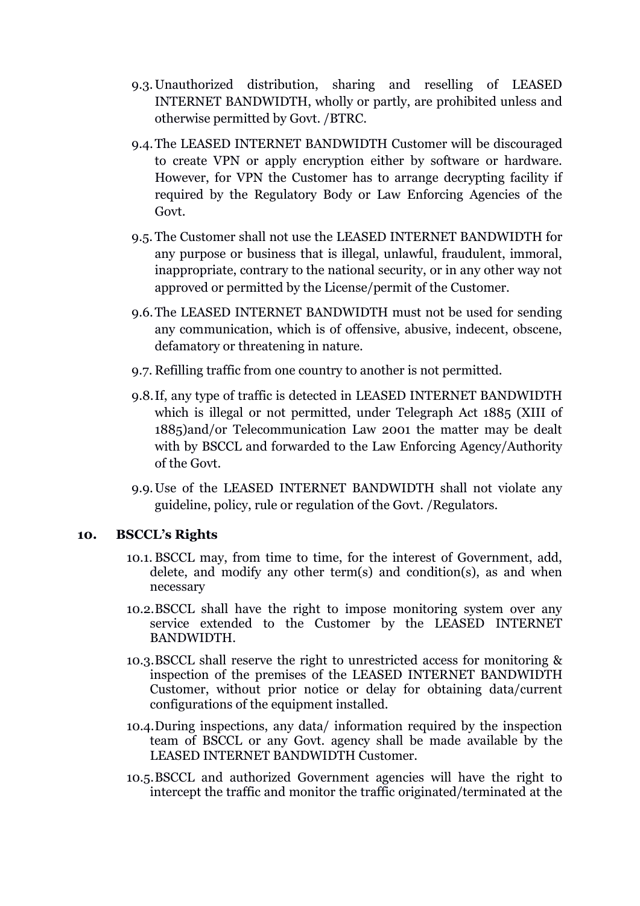9.3. Unauthorized distribution, sharing and reselling of LEASED INTERNET BANDWIDTH, wholly or partly, are prohibited unless and otherwise permitted by Govt. /BTRC.

9.4. The LEASED INTERNET BANDWIDTH Customer will be discouraged to create VPN or apply encryption either by software or hardware. However, for VPN the Customer has to arrange decrypting facility if required by the Regulatory Body or Law Enforcing Agencies of the Govt.

9.5. The Customer shall not use the LEASED INTERNET BANDWIDTH for any purpose or business that is illegal, unlawful, fraudulent, immoral, inappropriate, contrary to the national security, or in any other way not approved or permitted by the License/permit of the Customer.

9.6. The LEASED INTERNET BANDWIDTH must not be used for sending any communication, which is of offensive, abusive, indecent, obscene, defamatory or threatening in nature.

9.7. Refilling traffic from one country to another is not permitted.

9.8. If, any type of traffic is detected in LEASED INTERNET BANDWIDTH which is illegal or not permitted, under Telegraph Act 1885 (XIII of 1885)and/or Telecommunication Law 2001 the matter may be dealt with by BSCCL and forwarded to the Law Enforcing Agency/Authority of the Govt.

9.9. Use of the LEASED INTERNET BANDWIDTH shall not violate any guideline, policy, rule or regulation of the Govt. /Regulators.

## 10. BSCCL's Rights

10.1. BSCCL may, from time to time, for the interest of Government, add, delete, and modify any other term(s) and condition(s), as and when necessary

10.2. BSCCL shall have the right to impose monitoring system over any service extended to the Customer by the LEASED INTERNET BANDWIDTH.

10.3. BSCCL shall reserve the right to unrestricted access for monitoring & inspection of the premises of the LEASED INTERNET BANDWIDTH Customer, without prior notice or delay for obtaining data/current configurations of the equipment installed.

10.4. During inspections, any data/ information required by the inspection team of BSCCL or any Govt. agency shall be made available by the LEASED INTERNET BANDWIDTH Customer.

10.5. BSCCL and authorized Government agencies will have the right to intercept the traffic and monitor the traffic originated/terminated at the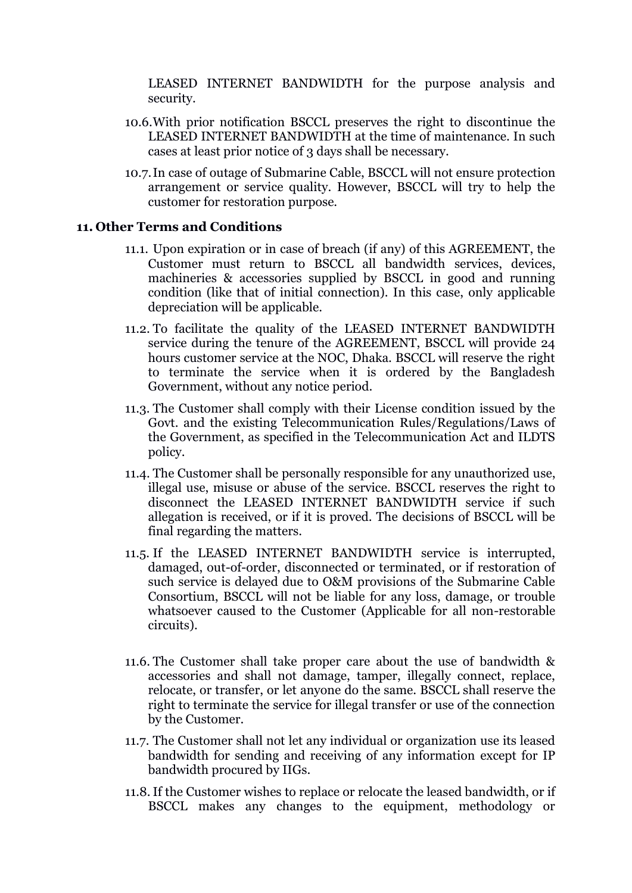LEASED INTERNET BANDWIDTH for the purpose analysis and security.

10.6. With prior notification BSCCL preserves the right to discontinue the LEASED INTERNET BANDWIDTH at the time of maintenance. In such cases at least prior notice of 3 days shall be necessary.

10.7. In case of outage of Submarine Cable, BSCCL will not ensure protection arrangement or service quality. However, BSCCL will try to help the customer for restoration purpose.

## 11. Other Terms and Conditions

11.1. Upon expiration or in case of breach (if any) of this AGREEMENT, the Customer must return to BSCCL all bandwidth services, devices, machineries & accessories supplied by BSCCL in good and running condition (like that of initial connection). In this case, only applicable depreciation will be applicable.

11.2. To facilitate the quality of the LEASED INTERNET BANDWIDTH service during the tenure of the AGREEMENT, BSCCL will provide 24 hours customer service at the NOC, Dhaka. BSCCL will reserve the right to terminate the service when it is ordered by the Bangladesh Government, without any notice period.

11.3. The Customer shall comply with their License condition issued by the Govt. and the existing Telecommunication Rules/Regulations/Laws of the Government, as specified in the Telecommunication Act and ILDTS policy.

11.4. The Customer shall be personally responsible for any unauthorized use, illegal use, misuse or abuse of the service. BSCCL reserves the right to disconnect the LEASED INTERNET BANDWIDTH service if such allegation is received, or if it is proved. The decisions of BSCCL will be final regarding the matters.

11.5. If the LEASED INTERNET BANDWIDTH service is interrupted, damaged, out-of-order, disconnected or terminated, or if restoration of such service is delayed due to O&M provisions of the Submarine Cable Consortium, BSCCL will not be liable for any loss, damage, or trouble whatsoever caused to the Customer (Applicable for all non-restorable circuits).

11.6. The Customer shall take proper care about the use of bandwidth & accessories and shall not damage, tamper, illegally connect, replace, relocate, or transfer, or let anyone do the same. BSCCL shall reserve the right to terminate the service for illegal transfer or use of the connection by the Customer.

11.7. The Customer shall not let any individual or organization use its leased bandwidth for sending and receiving of any information except for IP bandwidth procured by IIGs.

11.8. If the Customer wishes to replace or relocate the leased bandwidth, or if BSCCL makes any changes to the equipment, methodology or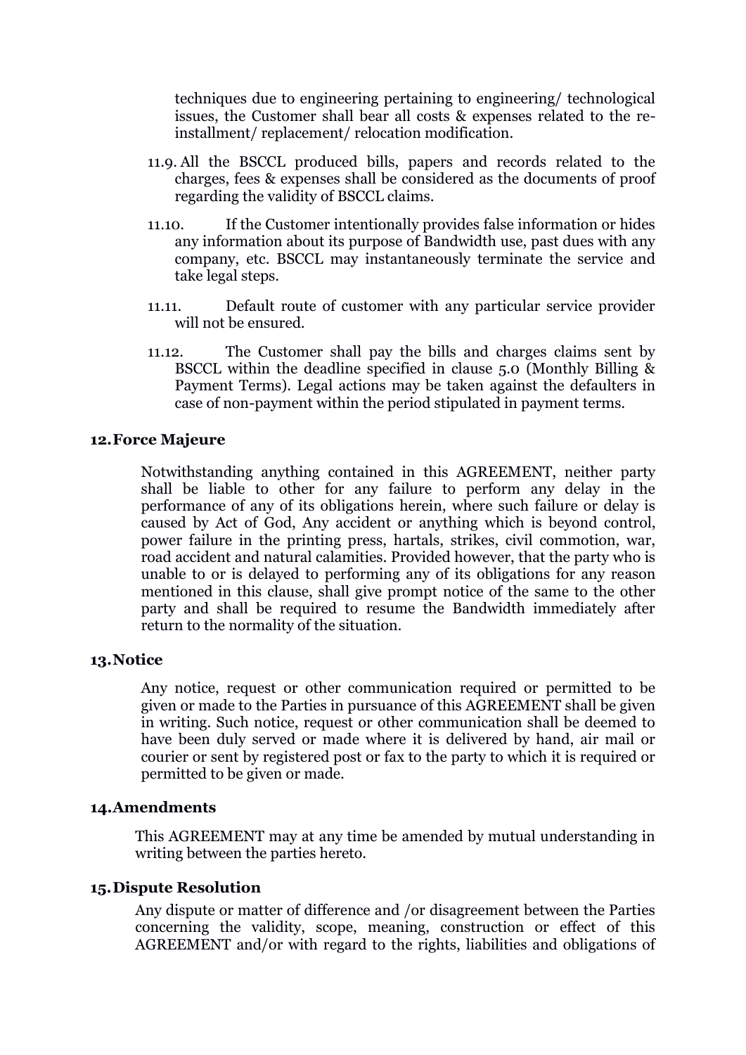techniques due to engineering pertaining to engineering/ technological issues, the Customer shall bear all costs & expenses related to the re-installment/ replacement/ relocation modification.

11.9. All the BSCCL produced bills, papers and records related to the charges, fees & expenses shall be considered as the documents of proof regarding the validity of BSCCL claims.

11.10. If the Customer intentionally provides false information or hides any information about its purpose of Bandwidth use, past dues with any company, etc. BSCCL may instantaneously terminate the service and take legal steps.

11.11. Default route of customer with any particular service provider will not be ensured.

11.12. The Customer shall pay the bills and charges claims sent by BSCCL within the deadline specified in clause 5.0 (Monthly Billing & Payment Terms). Legal actions may be taken against the defaulters in case of non-payment within the period stipulated in payment terms.

## 12. Force Majeure

Notwithstanding anything contained in this AGREEMENT, neither party shall be liable to other for any failure to perform any delay in the performance of any of its obligations herein, where such failure or delay is caused by Act of God, Any accident or anything which is beyond control, power failure in the printing press, hartals, strikes, civil commotion, war, road accident and natural calamities. Provided however, that the party who is unable to or is delayed to performing any of its obligations for any reason mentioned in this clause, shall give prompt notice of the same to the other party and shall be required to resume the Bandwidth immediately after return to the normality of the situation.

## 13. Notice

Any notice, request or other communication required or permitted to be given or made to the Parties in pursuance of this AGREEMENT shall be given in writing. Such notice, request or other communication shall be deemed to have been duly served or made where it is delivered by hand, air mail or courier or sent by registered post or fax to the party to which it is required or permitted to be given or made.

## 14. Amendments

This AGREEMENT may at any time be amended by mutual understanding in writing between the parties hereto.

## 15. Dispute Resolution

Any dispute or matter of difference and /or disagreement between the Parties concerning the validity, scope, meaning, construction or effect of this AGREEMENT and/or with regard to the rights, liabilities and obligations of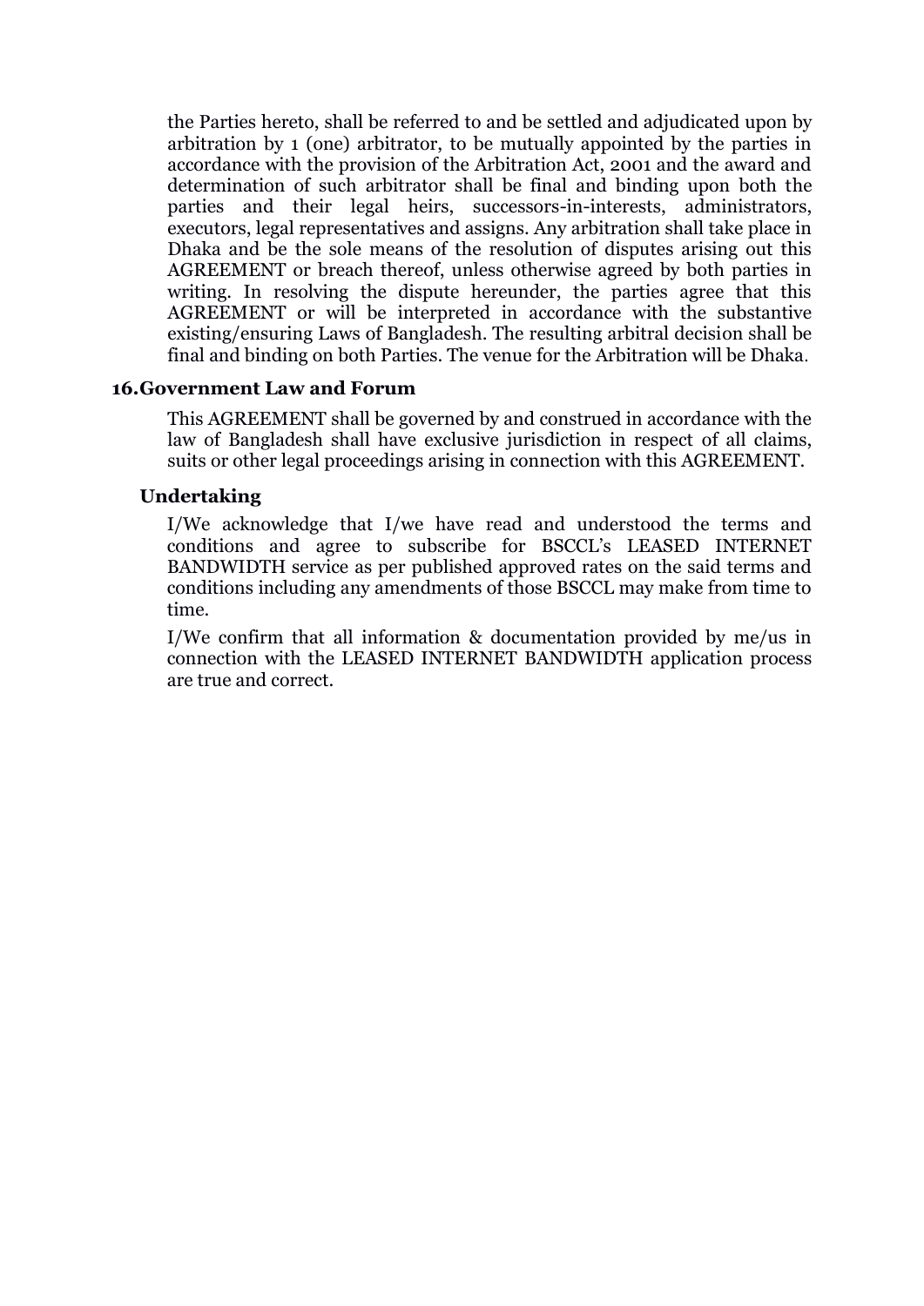the Parties hereto, shall be referred to and be settled and adjudicated upon by arbitration by 1 (one) arbitrator, to be mutually appointed by the parties in accordance with the provision of the Arbitration Act, 2001 and the award and determination of such arbitrator shall be final and binding upon both the parties and their legal heirs, successors-in-interests, administrators, executors, legal representatives and assigns. Any arbitration shall take place in Dhaka and be the sole means of the resolution of disputes arising out this AGREEMENT or breach thereof, unless otherwise agreed by both parties in writing. In resolving the dispute hereunder, the parties agree that this AGREEMENT or will be interpreted in accordance with the substantive existing/ensuring Laws of Bangladesh. The resulting arbitral decision shall be final and binding on both Parties. The venue for the Arbitration will be Dhaka.

**16. Government Law and Forum**

This AGREEMENT shall be governed by and construed in accordance with the law of Bangladesh shall have exclusive jurisdiction in respect of all claims, suits or other legal proceedings arising in connection with this AGREEMENT.

**Undertaking**

I/We acknowledge that I/we have read and understood the terms and conditions and agree to subscribe for BSCCL's LEASED INTERNET BANDWIDTH service as per published approved rates on the said terms and conditions including any amendments of those BSCCL may make from time to time.

I/We confirm that all information & documentation provided by me/us in connection with the LEASED INTERNET BANDWIDTH application process are true and correct.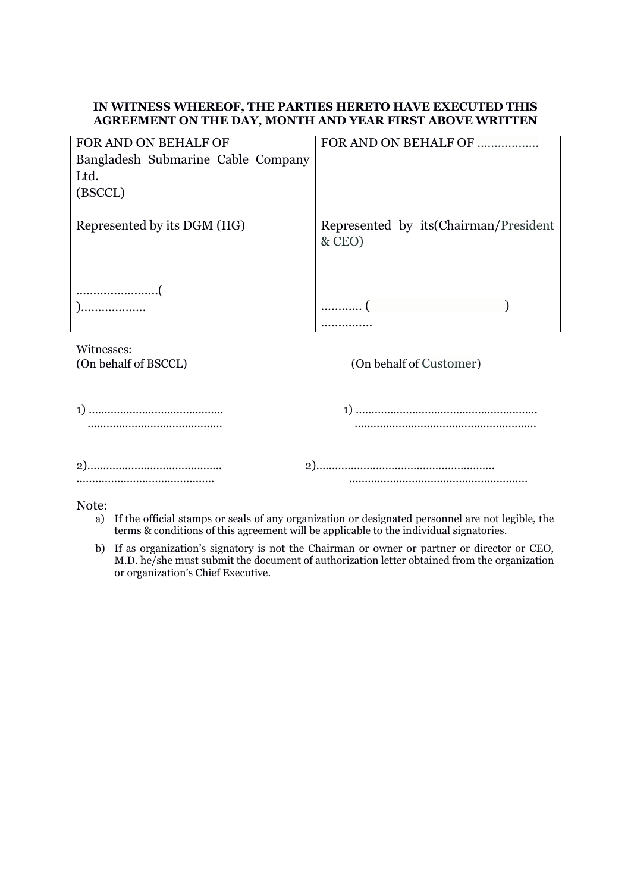**IN WITNESS WHEREOF, THE PARTIES HERETO HAVE EXECUTED THIS AGREEMENT ON THE DAY, MONTH AND YEAR FIRST ABOVE WRITTEN**

| | |
|---|---|
| FOR AND ON BEHALF OF<br>Bangladesh Submarine Cable Company Ltd.<br>(BSCCL) | FOR AND ON BEHALF OF ……………… |
| Represented by its DGM (IIG)<br><br><br>……………………(<br>)……………… | Represented by its(Chairman/President & CEO)<br><br><br>……….. ( )<br>…………… |

Witnesses:

(On behalf of BSCCL)

1) ……………………………………
……………………………………

2)……………………………………
……………………………………

(On behalf of Customer)

1) …………………………………………………
…………………………………………………

2)…………………………………………………
…………………………………………………

Note:

a) If the official stamps or seals of any organization or designated personnel are not legible, the terms & conditions of this agreement will be applicable to the individual signatories.

b) If as organization's signatory is not the Chairman or owner or partner or director or CEO, M.D. he/she must submit the document of authorization letter obtained from the organization or organization's Chief Executive.